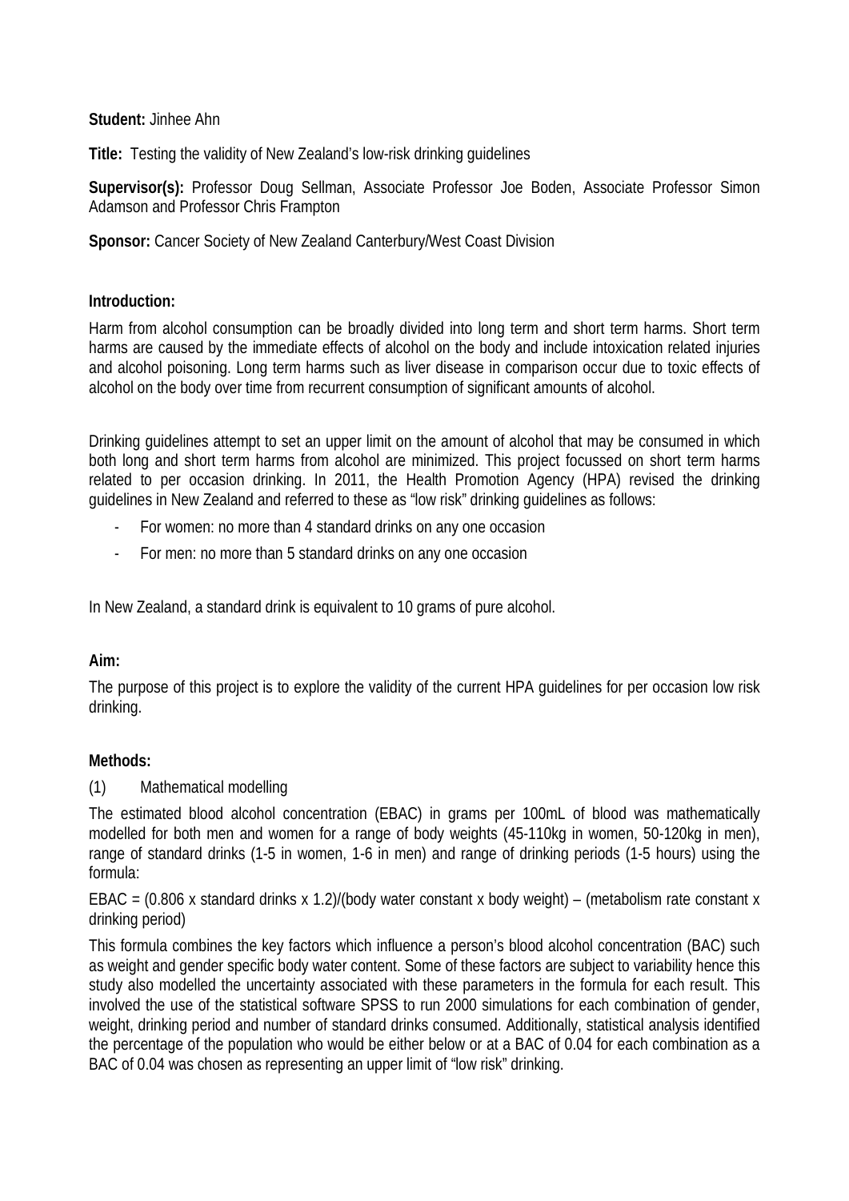**Student:** Jinhee Ahn

**Title:** Testing the validity of New Zealand's low-risk drinking guidelines

**Supervisor(s):** Professor Doug Sellman, Associate Professor Joe Boden, Associate Professor Simon Adamson and Professor Chris Frampton

**Sponsor:** Cancer Society of New Zealand Canterbury/West Coast Division

**Introduction:**

Harm from alcohol consumption can be broadly divided into long term and short term harms. Short term harms are caused by the immediate effects of alcohol on the body and include intoxication related injuries and alcohol poisoning. Long term harms such as liver disease in comparison occur due to toxic effects of alcohol on the body over time from recurrent consumption of significant amounts of alcohol.

Drinking guidelines attempt to set an upper limit on the amount of alcohol that may be consumed in which both long and short term harms from alcohol are minimized. This project focussed on short term harms related to per occasion drinking. In 2011, the Health Promotion Agency (HPA) revised the drinking guidelines in New Zealand and referred to these as "low risk" drinking guidelines as follows:

- For women: no more than 4 standard drinks on any one occasion
- For men: no more than 5 standard drinks on any one occasion

In New Zealand, a standard drink is equivalent to 10 grams of pure alcohol.

**Aim:**

The purpose of this project is to explore the validity of the current HPA guidelines for per occasion low risk drinking.

**Methods:**

(1) Mathematical modelling

The estimated blood alcohol concentration (EBAC) in grams per 100mL of blood was mathematically modelled for both men and women for a range of body weights (45-110kg in women, 50-120kg in men), range of standard drinks (1-5 in women, 1-6 in men) and range of drinking periods (1-5 hours) using the formula:

EBAC = (0.806 x standard drinks x 1.2)/(body water constant x body weight) – (metabolism rate constant x drinking period)

This formula combines the key factors which influence a person's blood alcohol concentration (BAC) such as weight and gender specific body water content. Some of these factors are subject to variability hence this study also modelled the uncertainty associated with these parameters in the formula for each result. This involved the use of the statistical software SPSS to run 2000 simulations for each combination of gender, weight, drinking period and number of standard drinks consumed. Additionally, statistical analysis identified the percentage of the population who would be either below or at a BAC of 0.04 for each combination as a BAC of 0.04 was chosen as representing an upper limit of "low risk" drinking.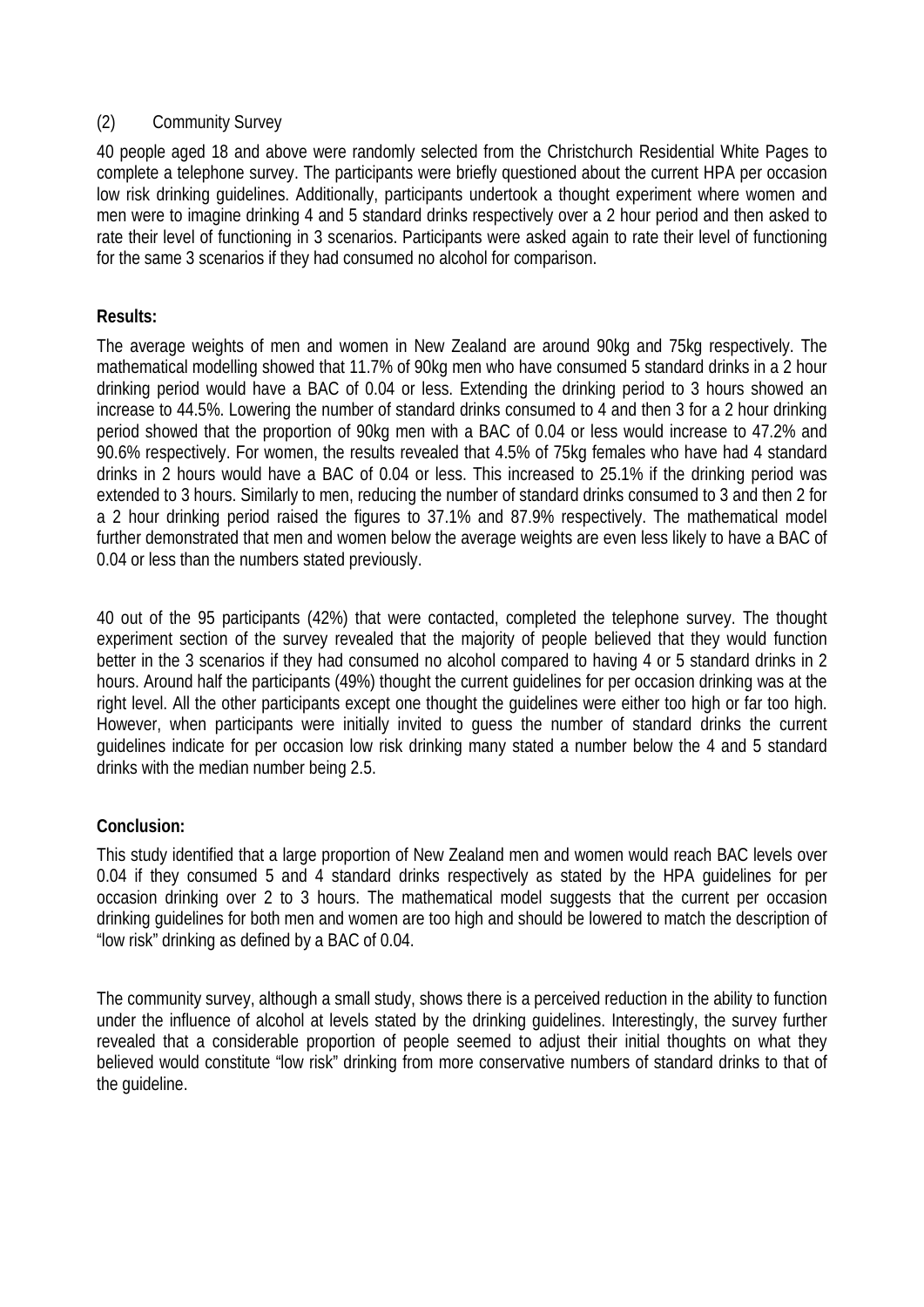(2) Community Survey

40 people aged 18 and above were randomly selected from the Christchurch Residential White Pages to complete a telephone survey. The participants were briefly questioned about the current HPA per occasion low risk drinking guidelines. Additionally, participants undertook a thought experiment where women and men were to imagine drinking 4 and 5 standard drinks respectively over a 2 hour period and then asked to rate their level of functioning in 3 scenarios. Participants were asked again to rate their level of functioning for the same 3 scenarios if they had consumed no alcohol for comparison.

**Results:**

The average weights of men and women in New Zealand are around 90kg and 75kg respectively. The mathematical modelling showed that 11.7% of 90kg men who have consumed 5 standard drinks in a 2 hour drinking period would have a BAC of 0.04 or less. Extending the drinking period to 3 hours showed an increase to 44.5%. Lowering the number of standard drinks consumed to 4 and then 3 for a 2 hour drinking period showed that the proportion of 90kg men with a BAC of 0.04 or less would increase to 47.2% and 90.6% respectively. For women, the results revealed that 4.5% of 75kg females who have had 4 standard drinks in 2 hours would have a BAC of 0.04 or less. This increased to 25.1% if the drinking period was extended to 3 hours. Similarly to men, reducing the number of standard drinks consumed to 3 and then 2 for a 2 hour drinking period raised the figures to 37.1% and 87.9% respectively. The mathematical model further demonstrated that men and women below the average weights are even less likely to have a BAC of 0.04 or less than the numbers stated previously.

40 out of the 95 participants (42%) that were contacted, completed the telephone survey. The thought experiment section of the survey revealed that the majority of people believed that they would function better in the 3 scenarios if they had consumed no alcohol compared to having 4 or 5 standard drinks in 2 hours. Around half the participants (49%) thought the current guidelines for per occasion drinking was at the right level. All the other participants except one thought the guidelines were either too high or far too high. However, when participants were initially invited to guess the number of standard drinks the current guidelines indicate for per occasion low risk drinking many stated a number below the 4 and 5 standard drinks with the median number being 2.5.

**Conclusion:**

This study identified that a large proportion of New Zealand men and women would reach BAC levels over 0.04 if they consumed 5 and 4 standard drinks respectively as stated by the HPA guidelines for per occasion drinking over 2 to 3 hours. The mathematical model suggests that the current per occasion drinking guidelines for both men and women are too high and should be lowered to match the description of "low risk" drinking as defined by a BAC of 0.04.

The community survey, although a small study, shows there is a perceived reduction in the ability to function under the influence of alcohol at levels stated by the drinking guidelines. Interestingly, the survey further revealed that a considerable proportion of people seemed to adjust their initial thoughts on what they believed would constitute "low risk" drinking from more conservative numbers of standard drinks to that of the guideline.